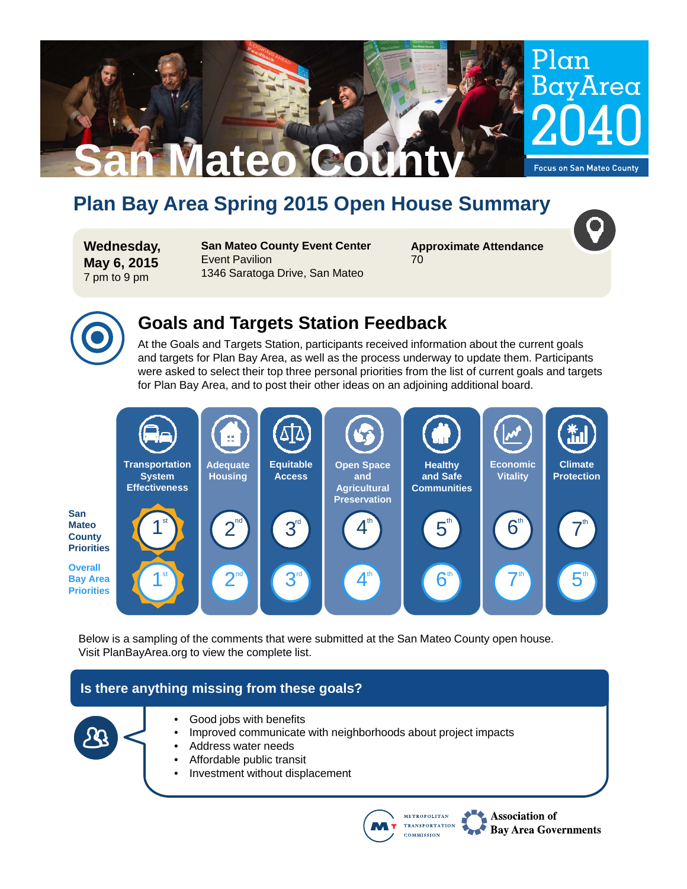# San Mateo County

Plan Bay Area 2040

Focus on San Mateo County

## Plan Bay Area Spring 2015 Open House Summary

**Wednesday, May 6, 2015**
7 pm to 9 pm

**San Mateo County Event Center**
Event Pavilion
1346 Saratoga Drive, San Mateo

**Approximate Attendance**
70

## Goals and Targets Station Feedback

At the Goals and Targets Station, participants received information about the current goals and targets for Plan Bay Area, as well as the process underway to update them. Participants were asked to select their top three personal priorities from the list of current goals and targets for Plan Bay Area, and to post their other ideas on an adjoining additional board.

| | Transportation System Effectiveness | Adequate Housing | Equitable Access | Open Space and Agricultural Preservation | Healthy and Safe Communities | Economic Vitality | Climate Protection |
|---|---|---|---|---|---|---|---|
| San Mateo County Priorities | 1st | 2nd | 3rd | 4th | 5th | 6th | 7th |
| Overall Bay Area Priorities | 1st | 2nd | 3rd | 4th | 6th | 7th | 5th |

Below is a sampling of the comments that were submitted at the San Mateo County open house. Visit PlanBayArea.org to view the complete list.

### Is there anything missing from these goals?

- Good jobs with benefits
- Improved communicate with neighborhoods about project impacts
- Address water needs
- Affordable public transit
- Investment without displacement

Metropolitan Transportation Commission | Association of Bay Area Governments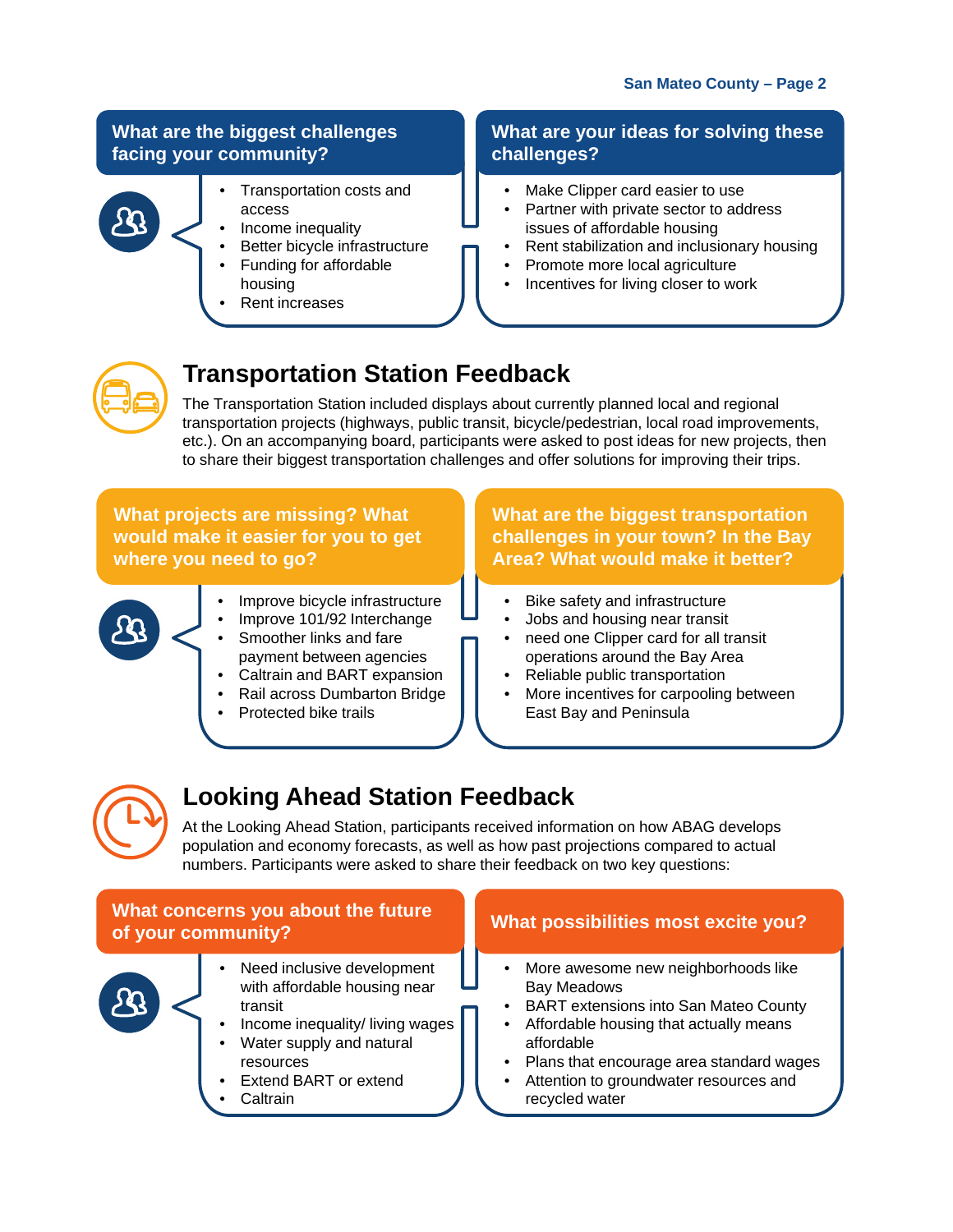### What are the biggest challenges facing your community?

- Transportation costs and access
- Income inequality
- Better bicycle infrastructure
- Funding for affordable housing
- Rent increases

### What are your ideas for solving these challenges?

- Make Clipper card easier to use
- Partner with private sector to address issues of affordable housing
- Rent stabilization and inclusionary housing
- Promote more local agriculture
- Incentives for living closer to work

## Transportation Station Feedback

The Transportation Station included displays about currently planned local and regional transportation projects (highways, public transit, bicycle/pedestrian, local road improvements, etc.). On an accompanying board, participants were asked to post ideas for new projects, then to share their biggest transportation challenges and offer solutions for improving their trips.

### What projects are missing? What would make it easier for you to get where you need to go?

- Improve bicycle infrastructure
- Improve 101/92 Interchange
- Smoother links and fare payment between agencies
- Caltrain and BART expansion
- Rail across Dumbarton Bridge
- Protected bike trails

### What are the biggest transportation challenges in your town? In the Bay Area? What would make it better?

- Bike safety and infrastructure
- Jobs and housing near transit
- need one Clipper card for all transit operations around the Bay Area
- Reliable public transportation
- More incentives for carpooling between East Bay and Peninsula

## Looking Ahead Station Feedback

At the Looking Ahead Station, participants received information on how ABAG develops population and economy forecasts, as well as how past projections compared to actual numbers. Participants were asked to share their feedback on two key questions:

### What concerns you about the future of your community?

- Need inclusive development with affordable housing near transit
- Income inequality/ living wages
- Water supply and natural resources
- Extend BART or extend
- Caltrain

### What possibilities most excite you?

- More awesome new neighborhoods like Bay Meadows
- BART extensions into San Mateo County
- Affordable housing that actually means affordable
- Plans that encourage area standard wages
- Attention to groundwater resources and recycled water